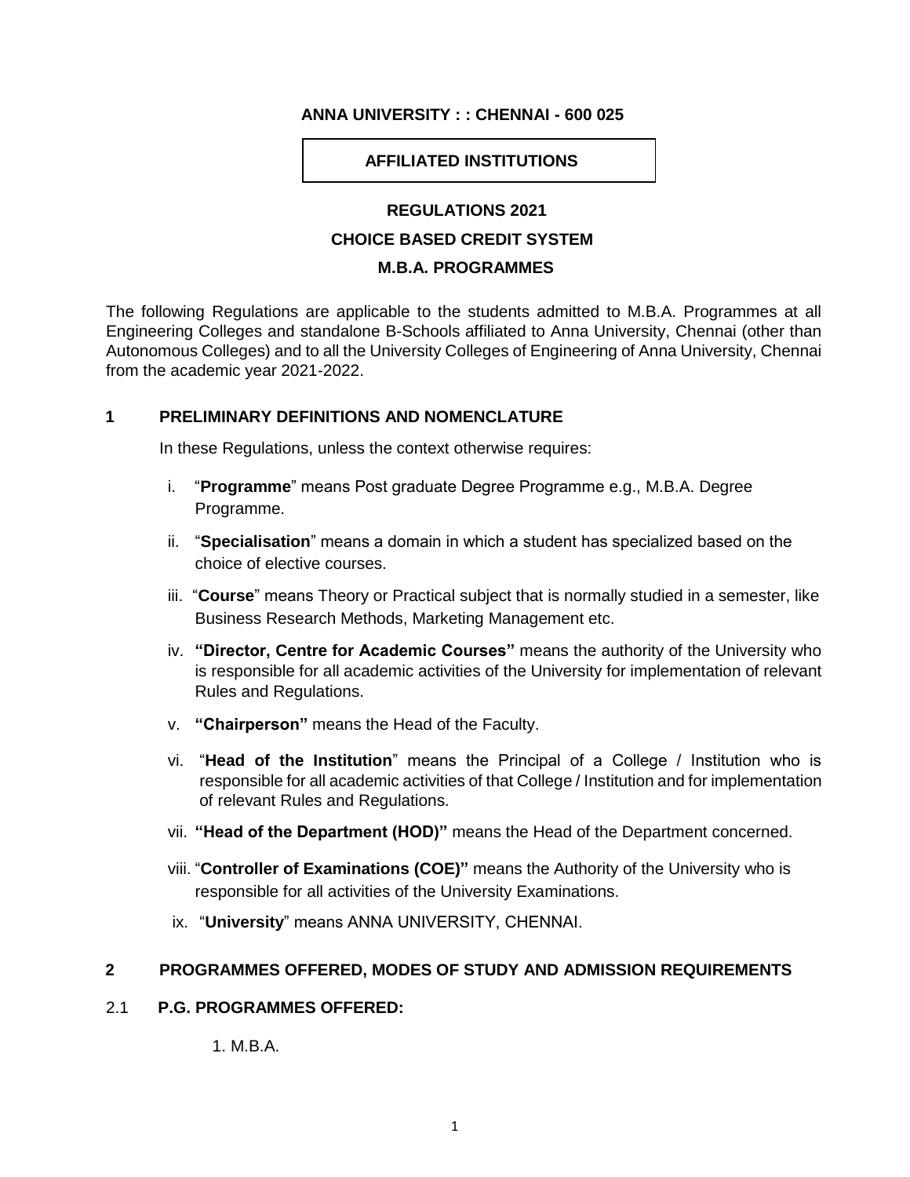**ANNA UNIVERSITY : : CHENNAI - 600 025**

**AFFILIATED INSTITUTIONS**

# REGULATIONS 2021

## CHOICE BASED CREDIT SYSTEM

## M.B.A. PROGRAMMES

The following Regulations are applicable to the students admitted to M.B.A. Programmes at all Engineering Colleges and standalone B-Schools affiliated to Anna University, Chennai (other than Autonomous Colleges) and to all the University Colleges of Engineering of Anna University, Chennai from the academic year 2021-2022.

## 1 PRELIMINARY DEFINITIONS AND NOMENCLATURE

In these Regulations, unless the context otherwise requires:

i. "**Programme**" means Post graduate Degree Programme e.g., M.B.A. Degree Programme.

ii. "**Specialisation**" means a domain in which a student has specialized based on the choice of elective courses.

iii. "**Course**" means Theory or Practical subject that is normally studied in a semester, like Business Research Methods, Marketing Management etc.

iv. **"Director, Centre for Academic Courses"** means the authority of the University who is responsible for all academic activities of the University for implementation of relevant Rules and Regulations.

v. **"Chairperson"** means the Head of the Faculty.

vi. "**Head of the Institution**" means the Principal of a College / Institution who is responsible for all academic activities of that College / Institution and for implementation of relevant Rules and Regulations.

vii. **"Head of the Department (HOD)"** means the Head of the Department concerned.

viii. "**Controller of Examinations (COE)"** means the Authority of the University who is responsible for all activities of the University Examinations.

ix. "**University**" means ANNA UNIVERSITY, CHENNAI.

## 2 PROGRAMMES OFFERED, MODES OF STUDY AND ADMISSION REQUIREMENTS

### 2.1 P.G. PROGRAMMES OFFERED:

1. M.B.A.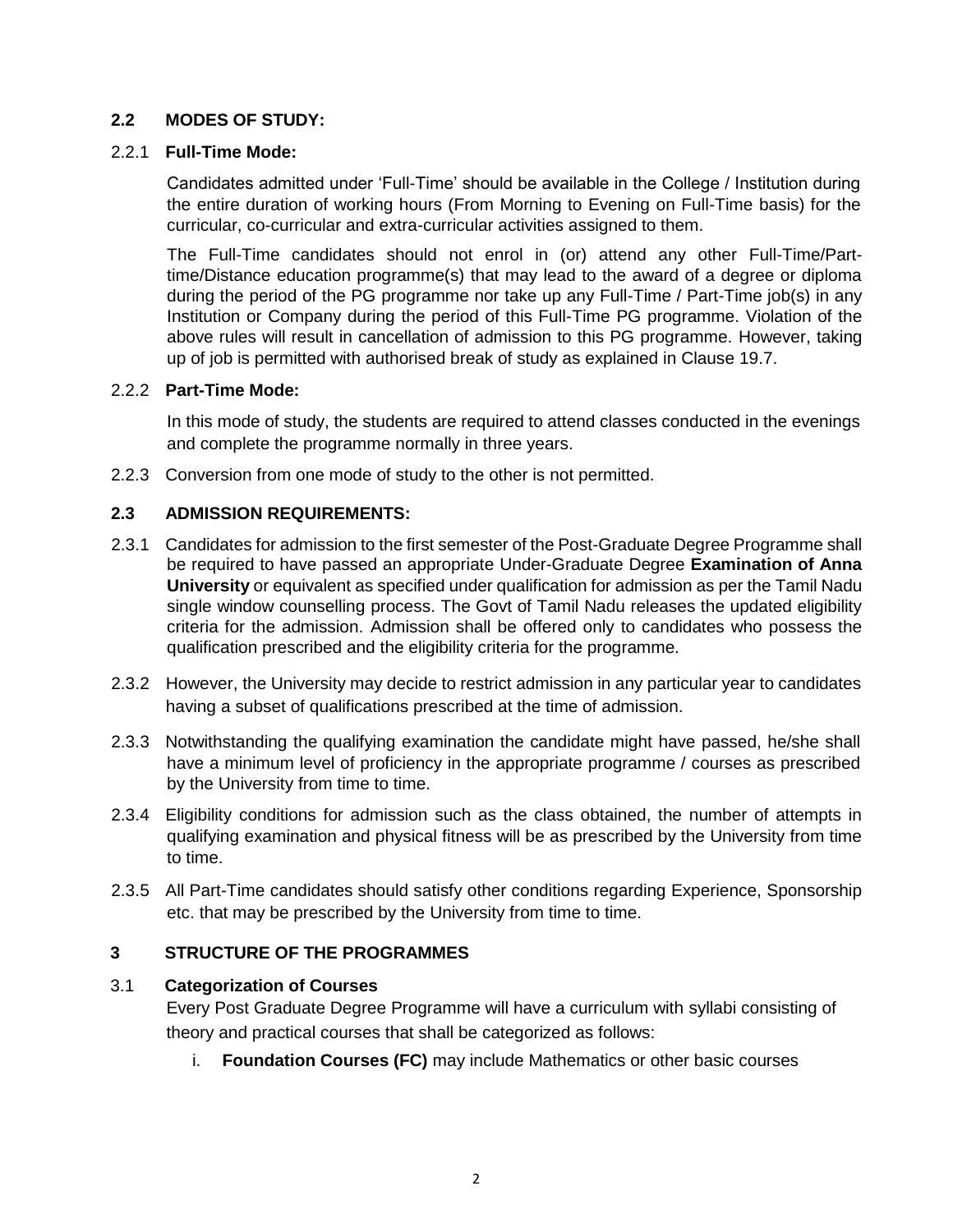## 2.2 MODES OF STUDY:

### 2.2.1 Full-Time Mode:

Candidates admitted under 'Full-Time' should be available in the College / Institution during the entire duration of working hours (From Morning to Evening on Full-Time basis) for the curricular, co-curricular and extra-curricular activities assigned to them.

The Full-Time candidates should not enrol in (or) attend any other Full-Time/Part-time/Distance education programme(s) that may lead to the award of a degree or diploma during the period of the PG programme nor take up any Full-Time / Part-Time job(s) in any Institution or Company during the period of this Full-Time PG programme. Violation of the above rules will result in cancellation of admission to this PG programme. However, taking up of job is permitted with authorised break of study as explained in Clause 19.7.

### 2.2.2 Part-Time Mode:

In this mode of study, the students are required to attend classes conducted in the evenings and complete the programme normally in three years.

2.2.3 Conversion from one mode of study to the other is not permitted.

## 2.3 ADMISSION REQUIREMENTS:

2.3.1 Candidates for admission to the first semester of the Post-Graduate Degree Programme shall be required to have passed an appropriate Under-Graduate Degree **Examination of Anna University** or equivalent as specified under qualification for admission as per the Tamil Nadu single window counselling process. The Govt of Tamil Nadu releases the updated eligibility criteria for the admission. Admission shall be offered only to candidates who possess the qualification prescribed and the eligibility criteria for the programme.

2.3.2 However, the University may decide to restrict admission in any particular year to candidates having a subset of qualifications prescribed at the time of admission.

2.3.3 Notwithstanding the qualifying examination the candidate might have passed, he/she shall have a minimum level of proficiency in the appropriate programme / courses as prescribed by the University from time to time.

2.3.4 Eligibility conditions for admission such as the class obtained, the number of attempts in qualifying examination and physical fitness will be as prescribed by the University from time to time.

2.3.5 All Part-Time candidates should satisfy other conditions regarding Experience, Sponsorship etc. that may be prescribed by the University from time to time.

# 3 STRUCTURE OF THE PROGRAMMES

## 3.1 Categorization of Courses

Every Post Graduate Degree Programme will have a curriculum with syllabi consisting of theory and practical courses that shall be categorized as follows:

i. **Foundation Courses (FC)** may include Mathematics or other basic courses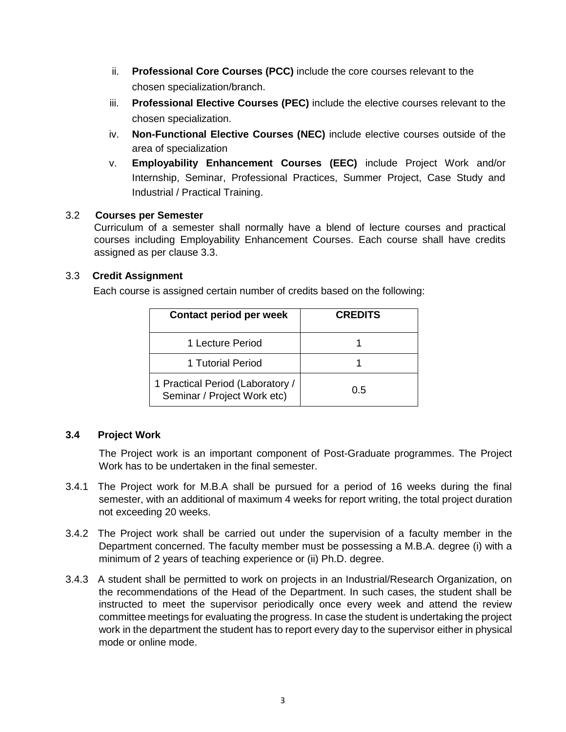ii. **Professional Core Courses (PCC)** include the core courses relevant to the chosen specialization/branch.

iii. **Professional Elective Courses (PEC)** include the elective courses relevant to the chosen specialization.

iv. **Non-Functional Elective Courses (NEC)** include elective courses outside of the area of specialization

v. **Employability Enhancement Courses (EEC)** include Project Work and/or Internship, Seminar, Professional Practices, Summer Project, Case Study and Industrial / Practical Training.

3.2 **Courses per Semester**

Curriculum of a semester shall normally have a blend of lecture courses and practical courses including Employability Enhancement Courses. Each course shall have credits assigned as per clause 3.3.

3.3 **Credit Assignment**

Each course is assigned certain number of credits based on the following:

| Contact period per week | CREDITS |
|---|---|
| 1 Lecture Period | 1 |
| 1 Tutorial Period | 1 |
| 1 Practical Period (Laboratory / Seminar / Project Work etc) | 0.5 |

**3.4 Project Work**

The Project work is an important component of Post-Graduate programmes. The Project Work has to be undertaken in the final semester.

3.4.1 The Project work for M.B.A shall be pursued for a period of 16 weeks during the final semester, with an additional of maximum 4 weeks for report writing, the total project duration not exceeding 20 weeks.

3.4.2 The Project work shall be carried out under the supervision of a faculty member in the Department concerned. The faculty member must be possessing a M.B.A. degree (i) with a minimum of 2 years of teaching experience or (ii) Ph.D. degree.

3.4.3 A student shall be permitted to work on projects in an Industrial/Research Organization, on the recommendations of the Head of the Department. In such cases, the student shall be instructed to meet the supervisor periodically once every week and attend the review committee meetings for evaluating the progress. In case the student is undertaking the project work in the department the student has to report every day to the supervisor either in physical mode or online mode.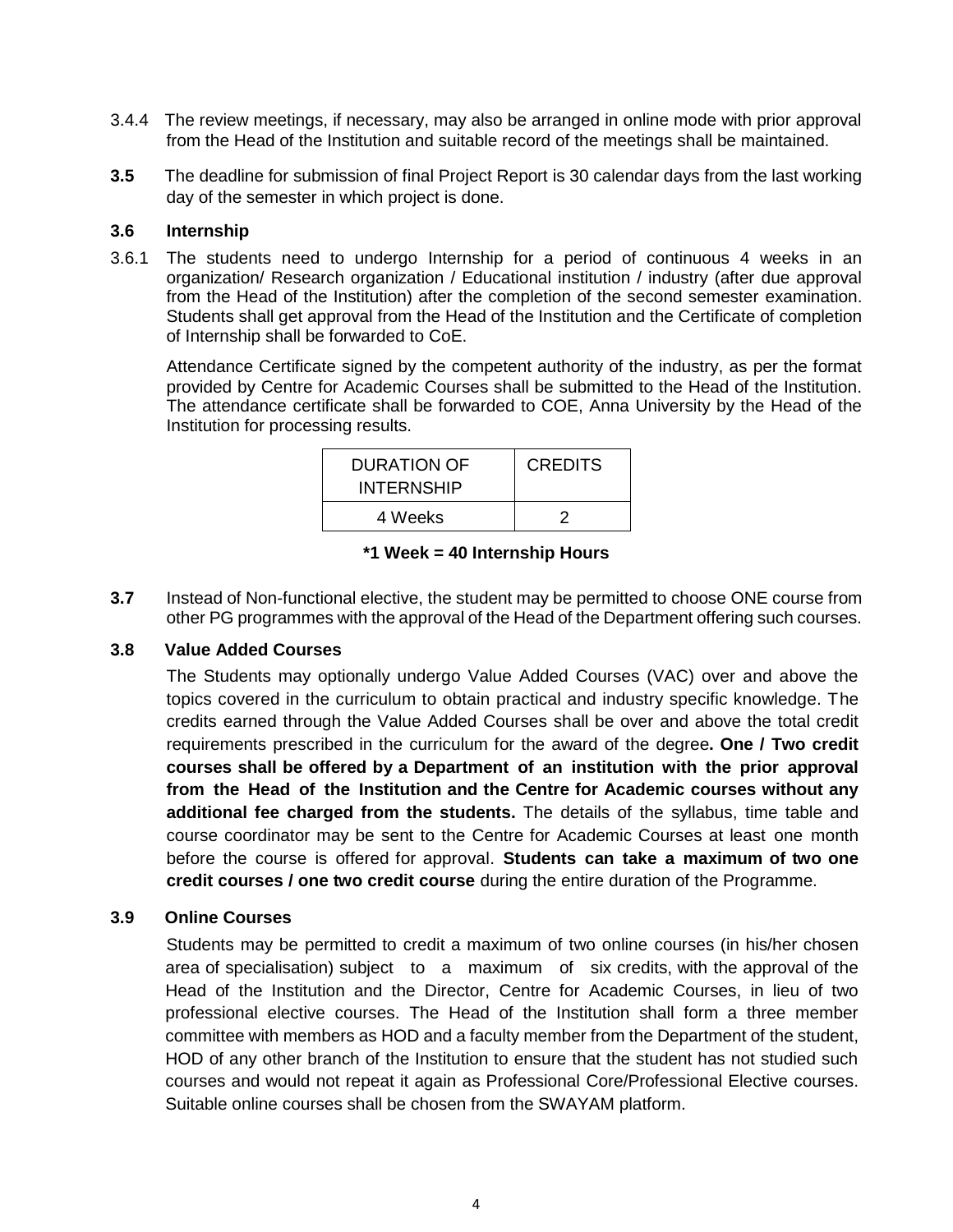3.4.4 The review meetings, if necessary, may also be arranged in online mode with prior approval from the Head of the Institution and suitable record of the meetings shall be maintained.

**3.5** The deadline for submission of final Project Report is 30 calendar days from the last working day of the semester in which project is done.

### 3.6 Internship

3.6.1 The students need to undergo Internship for a period of continuous 4 weeks in an organization/ Research organization / Educational institution / industry (after due approval from the Head of the Institution) after the completion of the second semester examination. Students shall get approval from the Head of the Institution and the Certificate of completion of Internship shall be forwarded to CoE.

Attendance Certificate signed by the competent authority of the industry, as per the format provided by Centre for Academic Courses shall be submitted to the Head of the Institution. The attendance certificate shall be forwarded to COE, Anna University by the Head of the Institution for processing results.

| DURATION OF INTERNSHIP | CREDITS |
|---|---|
| 4 Weeks | 2 |

**\*1 Week = 40 Internship Hours**

**3.7** Instead of Non-functional elective, the student may be permitted to choose ONE course from other PG programmes with the approval of the Head of the Department offering such courses.

### 3.8 Value Added Courses

The Students may optionally undergo Value Added Courses (VAC) over and above the topics covered in the curriculum to obtain practical and industry specific knowledge. The credits earned through the Value Added Courses shall be over and above the total credit requirements prescribed in the curriculum for the award of the degree**. One / Two credit courses shall be offered by a Department of an institution with the prior approval from the Head of the Institution and the Centre for Academic courses without any additional fee charged from the students.** The details of the syllabus, time table and course coordinator may be sent to the Centre for Academic Courses at least one month before the course is offered for approval. **Students can take a maximum of two one credit courses / one two credit course** during the entire duration of the Programme.

### 3.9 Online Courses

Students may be permitted to credit a maximum of two online courses (in his/her chosen area of specialisation) subject to a maximum of six credits, with the approval of the Head of the Institution and the Director, Centre for Academic Courses, in lieu of two professional elective courses. The Head of the Institution shall form a three member committee with members as HOD and a faculty member from the Department of the student, HOD of any other branch of the Institution to ensure that the student has not studied such courses and would not repeat it again as Professional Core/Professional Elective courses. Suitable online courses shall be chosen from the SWAYAM platform.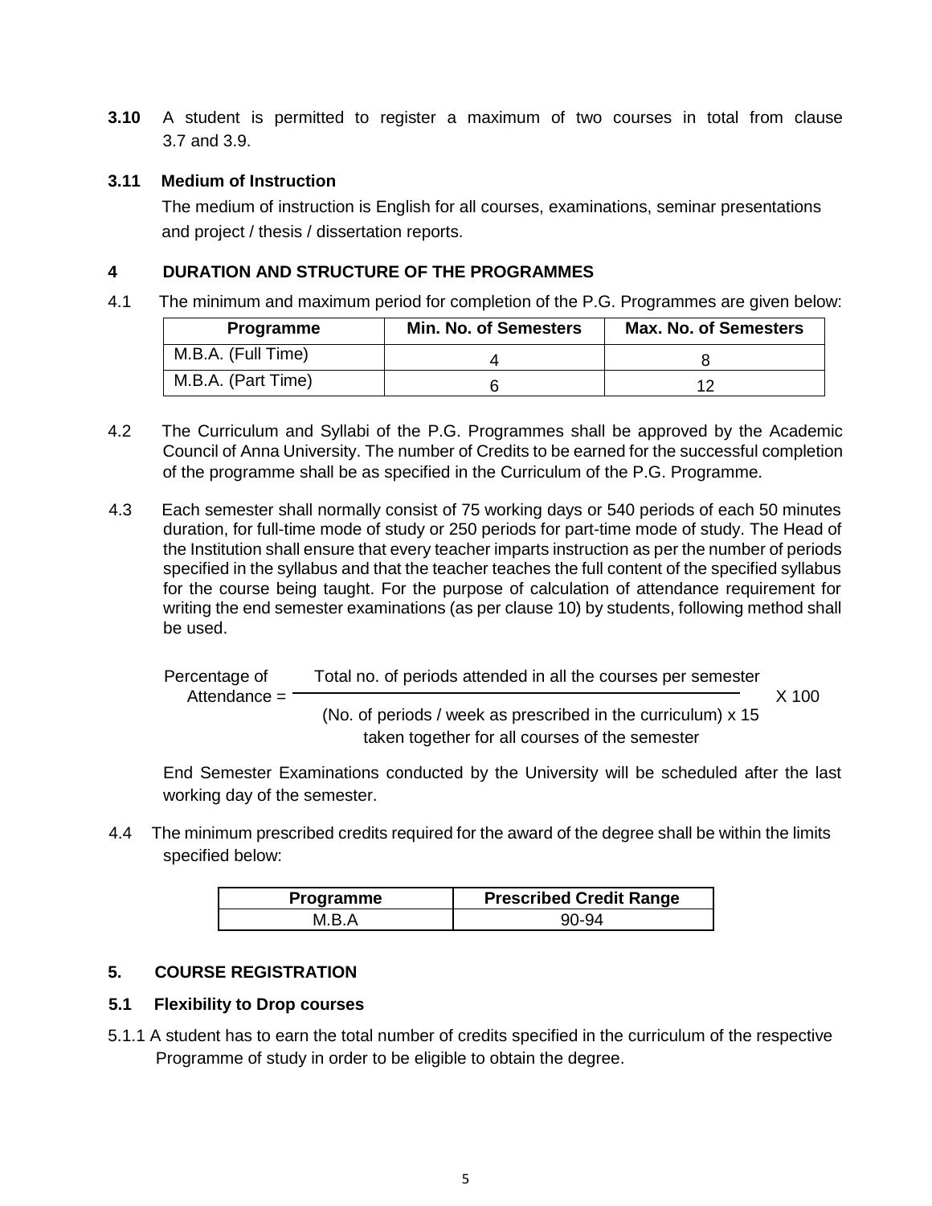**3.10** A student is permitted to register a maximum of two courses in total from clause 3.7 and 3.9.

### 3.11 Medium of Instruction

The medium of instruction is English for all courses, examinations, seminar presentations and project / thesis / dissertation reports.

## 4 DURATION AND STRUCTURE OF THE PROGRAMMES

4.1 The minimum and maximum period for completion of the P.G. Programmes are given below:

| Programme | Min. No. of Semesters | Max. No. of Semesters |
|---|---|---|
| M.B.A. (Full Time) | 4 | 8 |
| M.B.A. (Part Time) | 6 | 12 |

4.2 The Curriculum and Syllabi of the P.G. Programmes shall be approved by the Academic Council of Anna University. The number of Credits to be earned for the successful completion of the programme shall be as specified in the Curriculum of the P.G. Programme.

4.3 Each semester shall normally consist of 75 working days or 540 periods of each 50 minutes duration, for full-time mode of study or 250 periods for part-time mode of study. The Head of the Institution shall ensure that every teacher imparts instruction as per the number of periods specified in the syllabus and that the teacher teaches the full content of the specified syllabus for the course being taught. For the purpose of calculation of attendance requirement for writing the end semester examinations (as per clause 10) by students, following method shall be used.

$$\text{Percentage of Attendance} = \frac{\text{Total no. of periods attended in all the courses per semester}}{\text{(No. of periods / week as prescribed in the curriculum) x 15 taken together for all courses of the semester}} \times 100$$

End Semester Examinations conducted by the University will be scheduled after the last working day of the semester.

4.4 The minimum prescribed credits required for the award of the degree shall be within the limits specified below:

| Programme | Prescribed Credit Range |
|---|---|
| M.B.A | 90-94 |

## 5. COURSE REGISTRATION

### 5.1 Flexibility to Drop courses

5.1.1 A student has to earn the total number of credits specified in the curriculum of the respective Programme of study in order to be eligible to obtain the degree.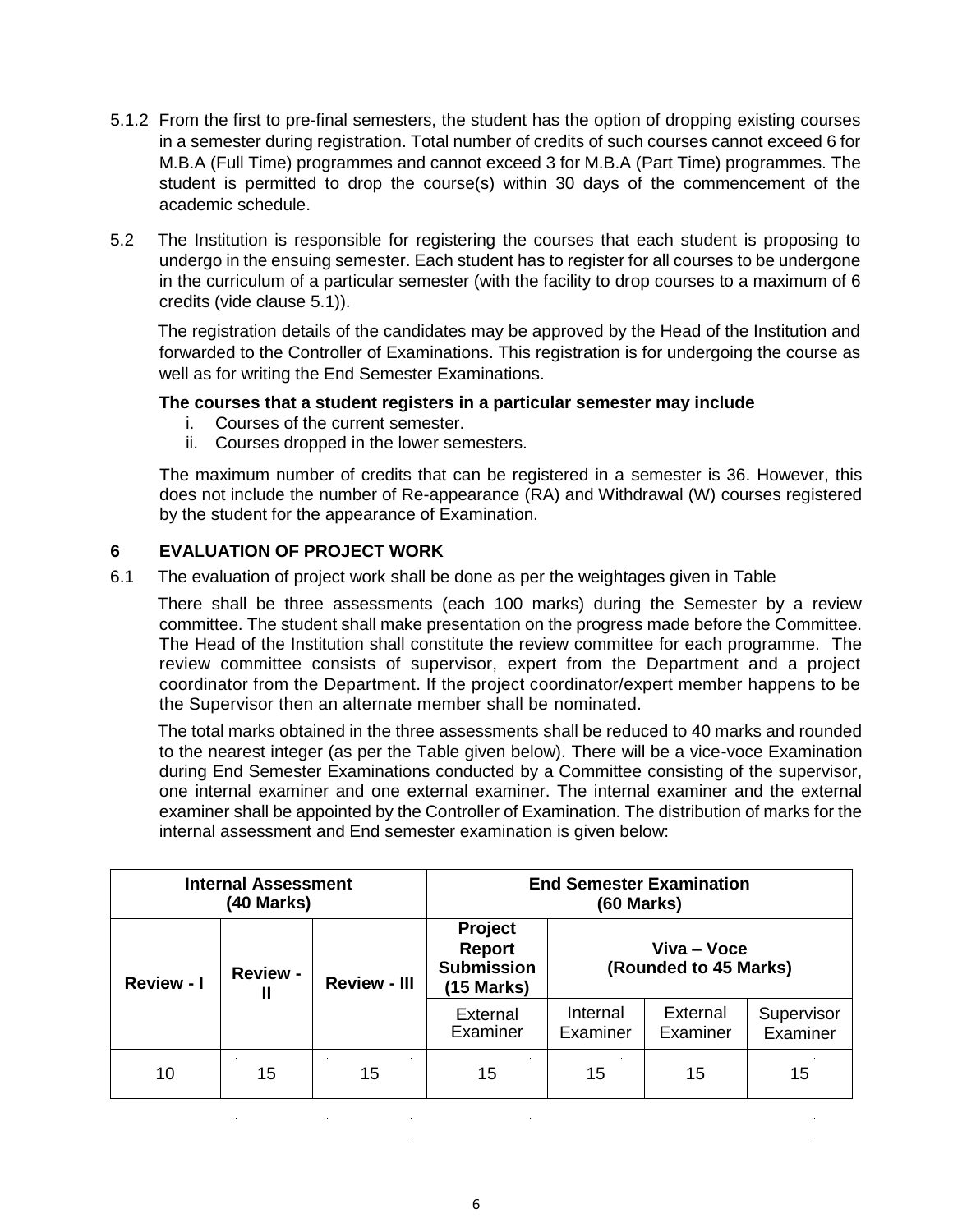5.1.2 From the first to pre-final semesters, the student has the option of dropping existing courses in a semester during registration. Total number of credits of such courses cannot exceed 6 for M.B.A (Full Time) programmes and cannot exceed 3 for M.B.A (Part Time) programmes. The student is permitted to drop the course(s) within 30 days of the commencement of the academic schedule.

5.2 The Institution is responsible for registering the courses that each student is proposing to undergo in the ensuing semester. Each student has to register for all courses to be undergone in the curriculum of a particular semester (with the facility to drop courses to a maximum of 6 credits (vide clause 5.1)).

The registration details of the candidates may be approved by the Head of the Institution and forwarded to the Controller of Examinations. This registration is for undergoing the course as well as for writing the End Semester Examinations.

**The courses that a student registers in a particular semester may include**

i. Courses of the current semester.
ii. Courses dropped in the lower semesters.

The maximum number of credits that can be registered in a semester is 36. However, this does not include the number of Re-appearance (RA) and Withdrawal (W) courses registered by the student for the appearance of Examination.

## 6 EVALUATION OF PROJECT WORK

6.1 The evaluation of project work shall be done as per the weightages given in Table

There shall be three assessments (each 100 marks) during the Semester by a review committee. The student shall make presentation on the progress made before the Committee. The Head of the Institution shall constitute the review committee for each programme. The review committee consists of supervisor, expert from the Department and a project coordinator from the Department. If the project coordinator/expert member happens to be the Supervisor then an alternate member shall be nominated.

The total marks obtained in the three assessments shall be reduced to 40 marks and rounded to the nearest integer (as per the Table given below). There will be a vice-voce Examination during End Semester Examinations conducted by a Committee consisting of the supervisor, one internal examiner and one external examiner. The internal examiner and the external examiner shall be appointed by the Controller of Examination. The distribution of marks for the internal assessment and End semester examination is given below:

| **Internal Assessment (40 Marks)** | | | **End Semester Examination (60 Marks)** | | | |
|---|---|---|---|---|---|---|
| **Review - I** | **Review - II** | **Review - III** | **Project Report Submission (15 Marks)** | **Viva – Voce (Rounded to 45 Marks)** | | |
| | | | External Examiner | Internal Examiner | External Examiner | Supervisor Examiner |
| 10 | 15 | 15 | 15 | 15 | 15 | 15 |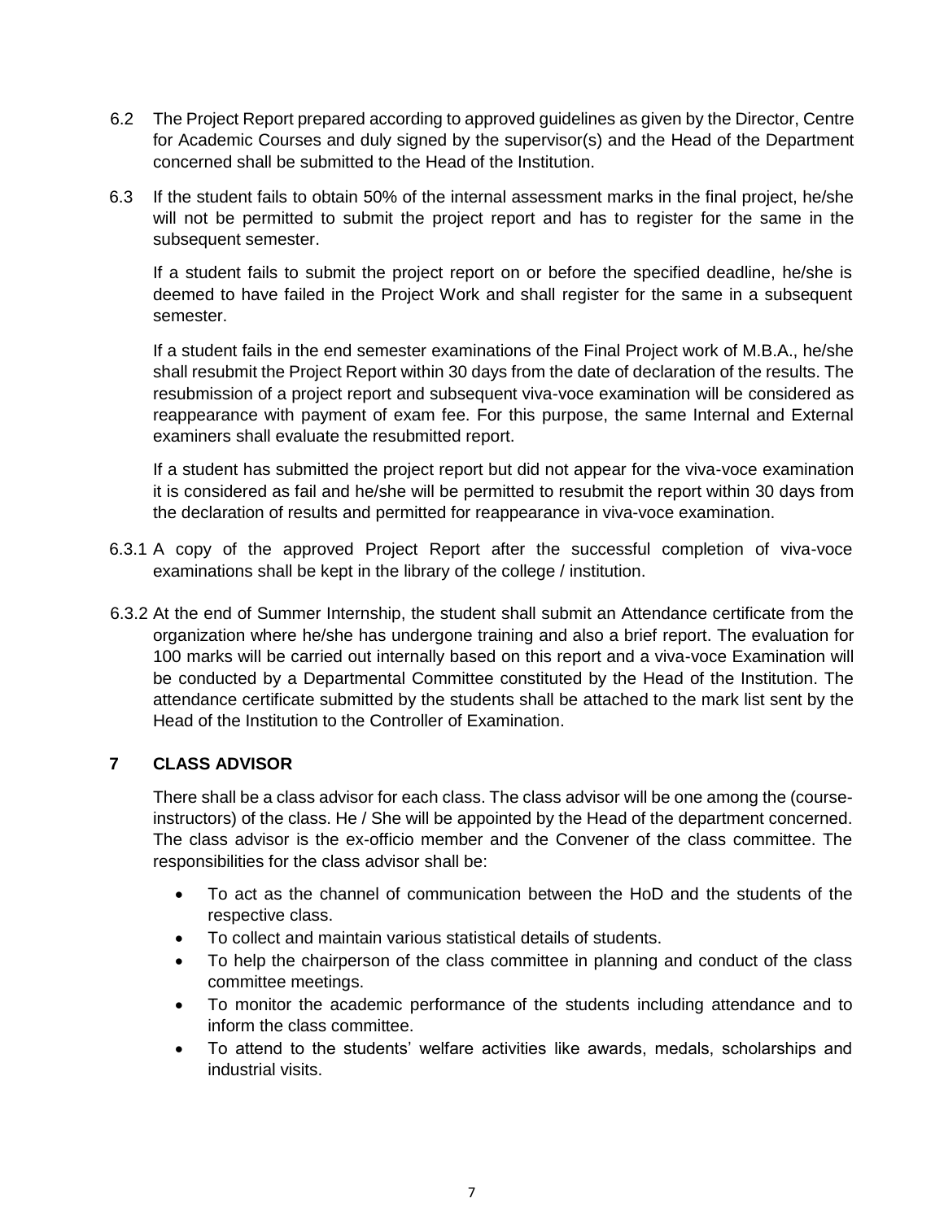6.2 The Project Report prepared according to approved guidelines as given by the Director, Centre for Academic Courses and duly signed by the supervisor(s) and the Head of the Department concerned shall be submitted to the Head of the Institution.

6.3 If the student fails to obtain 50% of the internal assessment marks in the final project, he/she will not be permitted to submit the project report and has to register for the same in the subsequent semester.

If a student fails to submit the project report on or before the specified deadline, he/she is deemed to have failed in the Project Work and shall register for the same in a subsequent semester.

If a student fails in the end semester examinations of the Final Project work of M.B.A., he/she shall resubmit the Project Report within 30 days from the date of declaration of the results. The resubmission of a project report and subsequent viva-voce examination will be considered as reappearance with payment of exam fee. For this purpose, the same Internal and External examiners shall evaluate the resubmitted report.

If a student has submitted the project report but did not appear for the viva-voce examination it is considered as fail and he/she will be permitted to resubmit the report within 30 days from the declaration of results and permitted for reappearance in viva-voce examination.

6.3.1 A copy of the approved Project Report after the successful completion of viva-voce examinations shall be kept in the library of the college / institution.

6.3.2 At the end of Summer Internship, the student shall submit an Attendance certificate from the organization where he/she has undergone training and also a brief report. The evaluation for 100 marks will be carried out internally based on this report and a viva-voce Examination will be conducted by a Departmental Committee constituted by the Head of the Institution. The attendance certificate submitted by the students shall be attached to the mark list sent by the Head of the Institution to the Controller of Examination.

## 7 CLASS ADVISOR

There shall be a class advisor for each class. The class advisor will be one among the (course-instructors) of the class. He / She will be appointed by the Head of the department concerned. The class advisor is the ex-officio member and the Convener of the class committee. The responsibilities for the class advisor shall be:

- To act as the channel of communication between the HoD and the students of the respective class.
- To collect and maintain various statistical details of students.
- To help the chairperson of the class committee in planning and conduct of the class committee meetings.
- To monitor the academic performance of the students including attendance and to inform the class committee.
- To attend to the students' welfare activities like awards, medals, scholarships and industrial visits.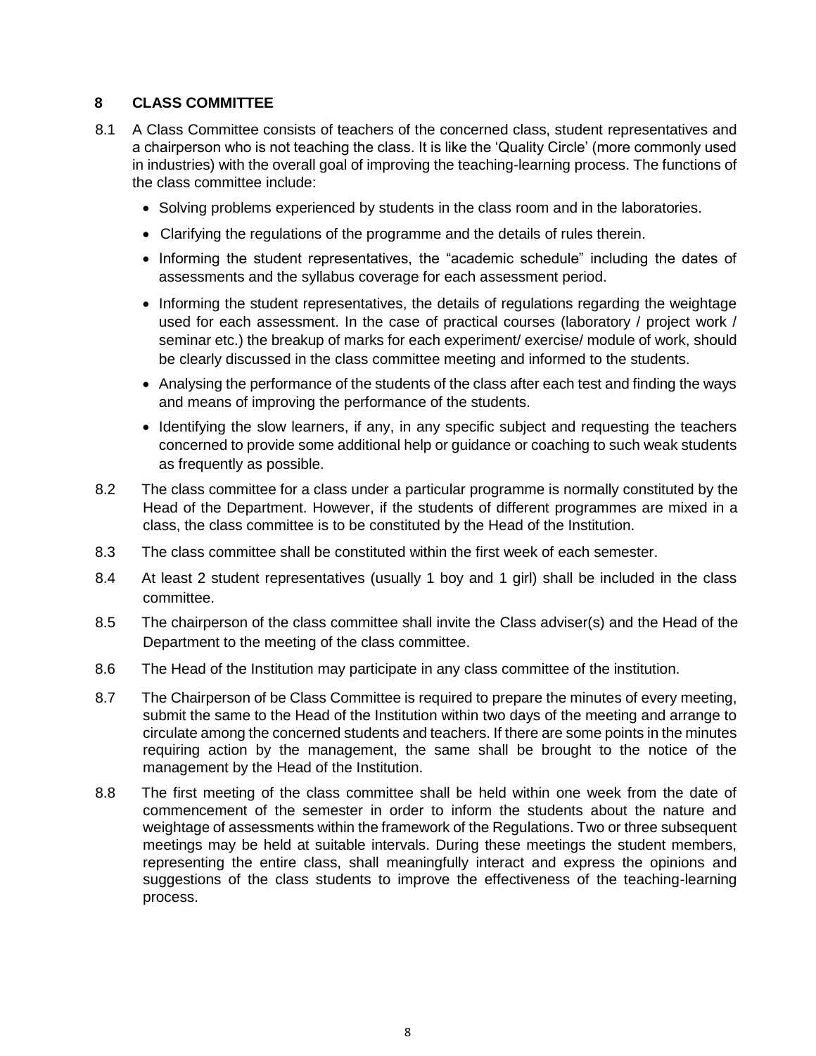## 8 CLASS COMMITTEE

8.1 A Class Committee consists of teachers of the concerned class, student representatives and a chairperson who is not teaching the class. It is like the 'Quality Circle' (more commonly used in industries) with the overall goal of improving the teaching-learning process. The functions of the class committee include:

- Solving problems experienced by students in the class room and in the laboratories.
- Clarifying the regulations of the programme and the details of rules therein.
- Informing the student representatives, the "academic schedule" including the dates of assessments and the syllabus coverage for each assessment period.
- Informing the student representatives, the details of regulations regarding the weightage used for each assessment. In the case of practical courses (laboratory / project work / seminar etc.) the breakup of marks for each experiment/ exercise/ module of work, should be clearly discussed in the class committee meeting and informed to the students.
- Analysing the performance of the students of the class after each test and finding the ways and means of improving the performance of the students.
- Identifying the slow learners, if any, in any specific subject and requesting the teachers concerned to provide some additional help or guidance or coaching to such weak students as frequently as possible.

8.2 The class committee for a class under a particular programme is normally constituted by the Head of the Department. However, if the students of different programmes are mixed in a class, the class committee is to be constituted by the Head of the Institution.

8.3 The class committee shall be constituted within the first week of each semester.

8.4 At least 2 student representatives (usually 1 boy and 1 girl) shall be included in the class committee.

8.5 The chairperson of the class committee shall invite the Class adviser(s) and the Head of the Department to the meeting of the class committee.

8.6 The Head of the Institution may participate in any class committee of the institution.

8.7 The Chairperson of be Class Committee is required to prepare the minutes of every meeting, submit the same to the Head of the Institution within two days of the meeting and arrange to circulate among the concerned students and teachers. If there are some points in the minutes requiring action by the management, the same shall be brought to the notice of the management by the Head of the Institution.

8.8 The first meeting of the class committee shall be held within one week from the date of commencement of the semester in order to inform the students about the nature and weightage of assessments within the framework of the Regulations. Two or three subsequent meetings may be held at suitable intervals. During these meetings the student members, representing the entire class, shall meaningfully interact and express the opinions and suggestions of the class students to improve the effectiveness of the teaching-learning process.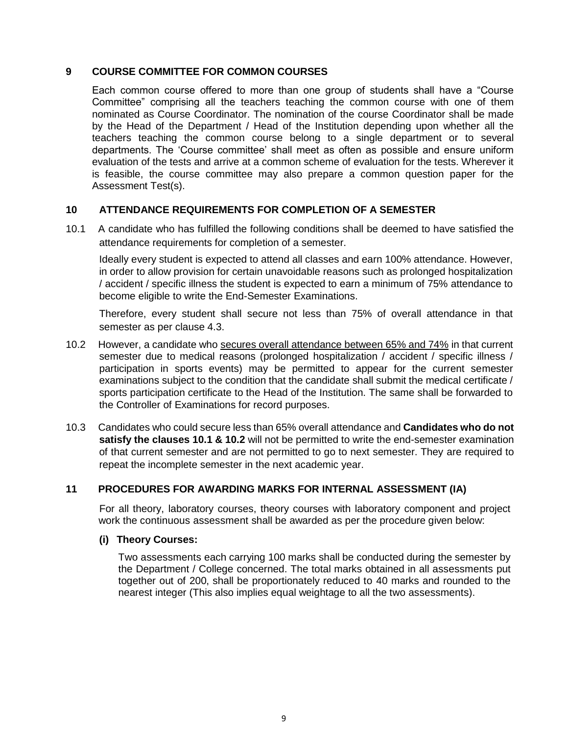## 9 COURSE COMMITTEE FOR COMMON COURSES

Each common course offered to more than one group of students shall have a "Course Committee" comprising all the teachers teaching the common course with one of them nominated as Course Coordinator. The nomination of the course Coordinator shall be made by the Head of the Department / Head of the Institution depending upon whether all the teachers teaching the common course belong to a single department or to several departments. The 'Course committee' shall meet as often as possible and ensure uniform evaluation of the tests and arrive at a common scheme of evaluation for the tests. Wherever it is feasible, the course committee may also prepare a common question paper for the Assessment Test(s).

## 10 ATTENDANCE REQUIREMENTS FOR COMPLETION OF A SEMESTER

10.1 A candidate who has fulfilled the following conditions shall be deemed to have satisfied the attendance requirements for completion of a semester.

Ideally every student is expected to attend all classes and earn 100% attendance. However, in order to allow provision for certain unavoidable reasons such as prolonged hospitalization / accident / specific illness the student is expected to earn a minimum of 75% attendance to become eligible to write the End-Semester Examinations.

Therefore, every student shall secure not less than 75% of overall attendance in that semester as per clause 4.3.

10.2 However, a candidate who secures overall attendance between 65% and 74% in that current semester due to medical reasons (prolonged hospitalization / accident / specific illness / participation in sports events) may be permitted to appear for the current semester examinations subject to the condition that the candidate shall submit the medical certificate / sports participation certificate to the Head of the Institution. The same shall be forwarded to the Controller of Examinations for record purposes.

10.3 Candidates who could secure less than 65% overall attendance and **Candidates who do not satisfy the clauses 10.1 & 10.2** will not be permitted to write the end-semester examination of that current semester and are not permitted to go to next semester. They are required to repeat the incomplete semester in the next academic year.

## 11 PROCEDURES FOR AWARDING MARKS FOR INTERNAL ASSESSMENT (IA)

For all theory, laboratory courses, theory courses with laboratory component and project work the continuous assessment shall be awarded as per the procedure given below:

**(i) Theory Courses:**

Two assessments each carrying 100 marks shall be conducted during the semester by the Department / College concerned. The total marks obtained in all assessments put together out of 200, shall be proportionately reduced to 40 marks and rounded to the nearest integer (This also implies equal weightage to all the two assessments).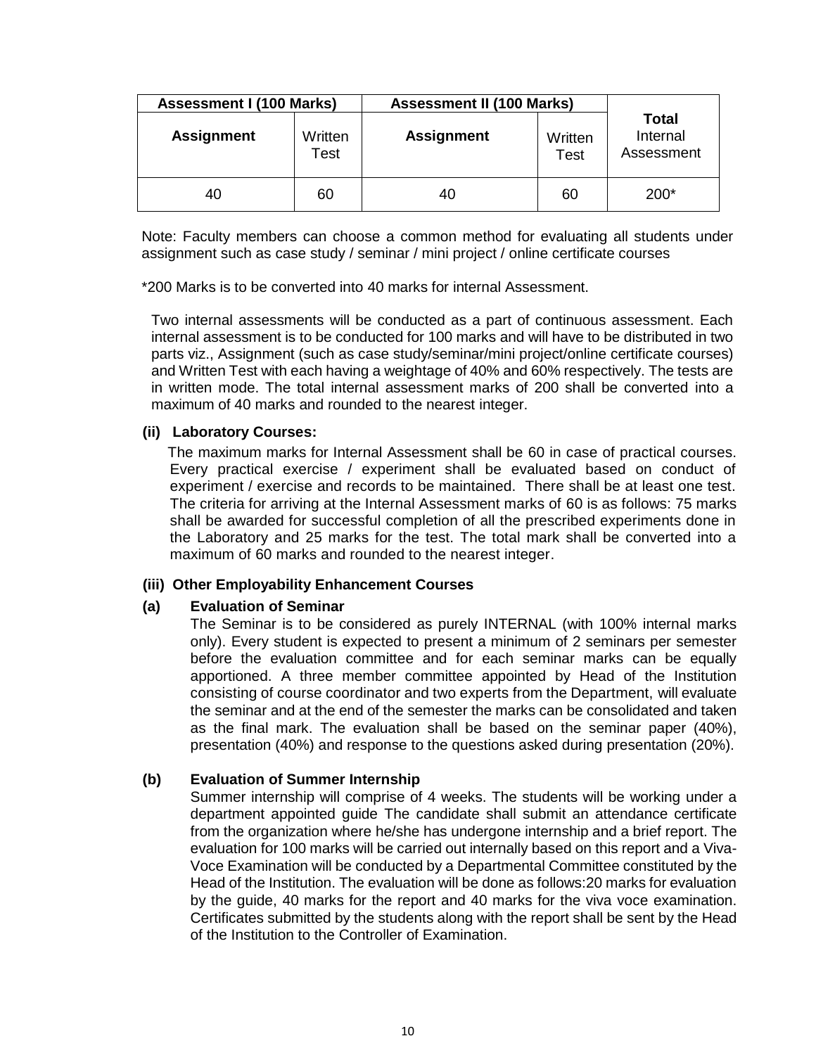| Assessment I (100 Marks) | | Assessment II (100 Marks) | | Total Internal Assessment |
|---|---|---|---|---|
| **Assignment** | Written Test | **Assignment** | Written Test | |
| 40 | 60 | 40 | 60 | 200* |

Note: Faculty members can choose a common method for evaluating all students under assignment such as case study / seminar / mini project / online certificate courses

*200 Marks is to be converted into 40 marks for internal Assessment.

Two internal assessments will be conducted as a part of continuous assessment. Each internal assessment is to be conducted for 100 marks and will have to be distributed in two parts viz., Assignment (such as case study/seminar/mini project/online certificate courses) and Written Test with each having a weightage of 40% and 60% respectively. The tests are in written mode. The total internal assessment marks of 200 shall be converted into a maximum of 40 marks and rounded to the nearest integer.

**(ii) Laboratory Courses:**

The maximum marks for Internal Assessment shall be 60 in case of practical courses. Every practical exercise / experiment shall be evaluated based on conduct of experiment / exercise and records to be maintained. There shall be at least one test. The criteria for arriving at the Internal Assessment marks of 60 is as follows: 75 marks shall be awarded for successful completion of all the prescribed experiments done in the Laboratory and 25 marks for the test. The total mark shall be converted into a maximum of 60 marks and rounded to the nearest integer.

**(iii) Other Employability Enhancement Courses**

**(a) Evaluation of Seminar**

The Seminar is to be considered as purely INTERNAL (with 100% internal marks only). Every student is expected to present a minimum of 2 seminars per semester before the evaluation committee and for each seminar marks can be equally apportioned. A three member committee appointed by Head of the Institution consisting of course coordinator and two experts from the Department, will evaluate the seminar and at the end of the semester the marks can be consolidated and taken as the final mark. The evaluation shall be based on the seminar paper (40%), presentation (40%) and response to the questions asked during presentation (20%).

**(b) Evaluation of Summer Internship**

Summer internship will comprise of 4 weeks. The students will be working under a department appointed guide The candidate shall submit an attendance certificate from the organization where he/she has undergone internship and a brief report. The evaluation for 100 marks will be carried out internally based on this report and a Viva-Voce Examination will be conducted by a Departmental Committee constituted by the Head of the Institution. The evaluation will be done as follows:20 marks for evaluation by the guide, 40 marks for the report and 40 marks for the viva voce examination. Certificates submitted by the students along with the report shall be sent by the Head of the Institution to the Controller of Examination.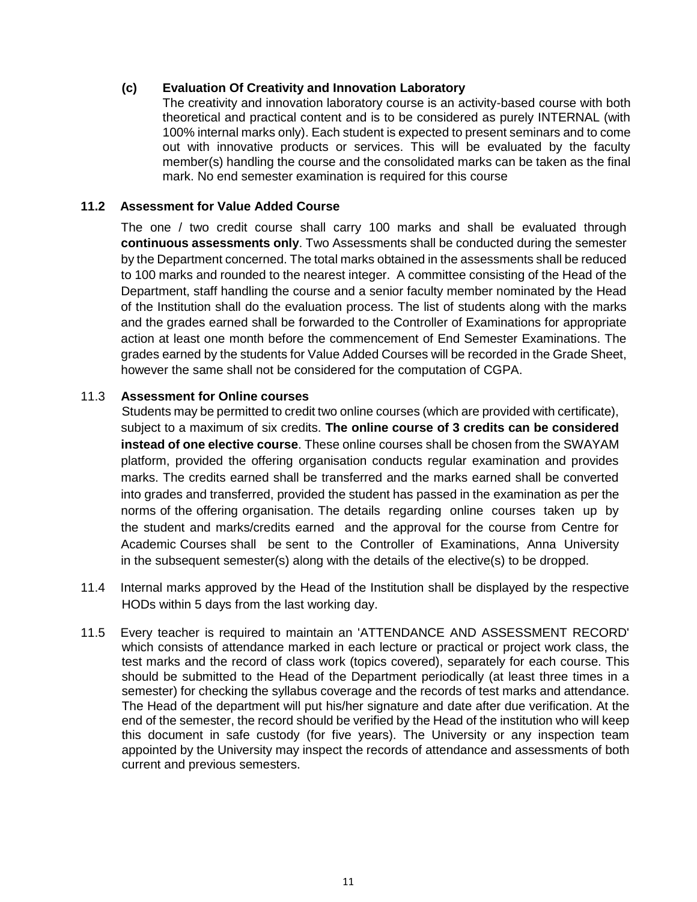**(c) Evaluation Of Creativity and Innovation Laboratory**

The creativity and innovation laboratory course is an activity-based course with both theoretical and practical content and is to be considered as purely INTERNAL (with 100% internal marks only). Each student is expected to present seminars and to come out with innovative products or services. This will be evaluated by the faculty member(s) handling the course and the consolidated marks can be taken as the final mark. No end semester examination is required for this course

### 11.2 Assessment for Value Added Course

The one / two credit course shall carry 100 marks and shall be evaluated through **continuous assessments only**. Two Assessments shall be conducted during the semester by the Department concerned. The total marks obtained in the assessments shall be reduced to 100 marks and rounded to the nearest integer. A committee consisting of the Head of the Department, staff handling the course and a senior faculty member nominated by the Head of the Institution shall do the evaluation process. The list of students along with the marks and the grades earned shall be forwarded to the Controller of Examinations for appropriate action at least one month before the commencement of End Semester Examinations. The grades earned by the students for Value Added Courses will be recorded in the Grade Sheet, however the same shall not be considered for the computation of CGPA.

### 11.3 Assessment for Online courses

Students may be permitted to credit two online courses (which are provided with certificate), subject to a maximum of six credits. **The online course of 3 credits can be considered instead of one elective course**. These online courses shall be chosen from the SWAYAM platform, provided the offering organisation conducts regular examination and provides marks. The credits earned shall be transferred and the marks earned shall be converted into grades and transferred, provided the student has passed in the examination as per the norms of the offering organisation. The details regarding online courses taken up by the student and marks/credits earned and the approval for the course from Centre for Academic Courses shall be sent to the Controller of Examinations, Anna University in the subsequent semester(s) along with the details of the elective(s) to be dropped.

11.4 Internal marks approved by the Head of the Institution shall be displayed by the respective HODs within 5 days from the last working day.

11.5 Every teacher is required to maintain an 'ATTENDANCE AND ASSESSMENT RECORD' which consists of attendance marked in each lecture or practical or project work class, the test marks and the record of class work (topics covered), separately for each course. This should be submitted to the Head of the Department periodically (at least three times in a semester) for checking the syllabus coverage and the records of test marks and attendance. The Head of the department will put his/her signature and date after due verification. At the end of the semester, the record should be verified by the Head of the institution who will keep this document in safe custody (for five years). The University or any inspection team appointed by the University may inspect the records of attendance and assessments of both current and previous semesters.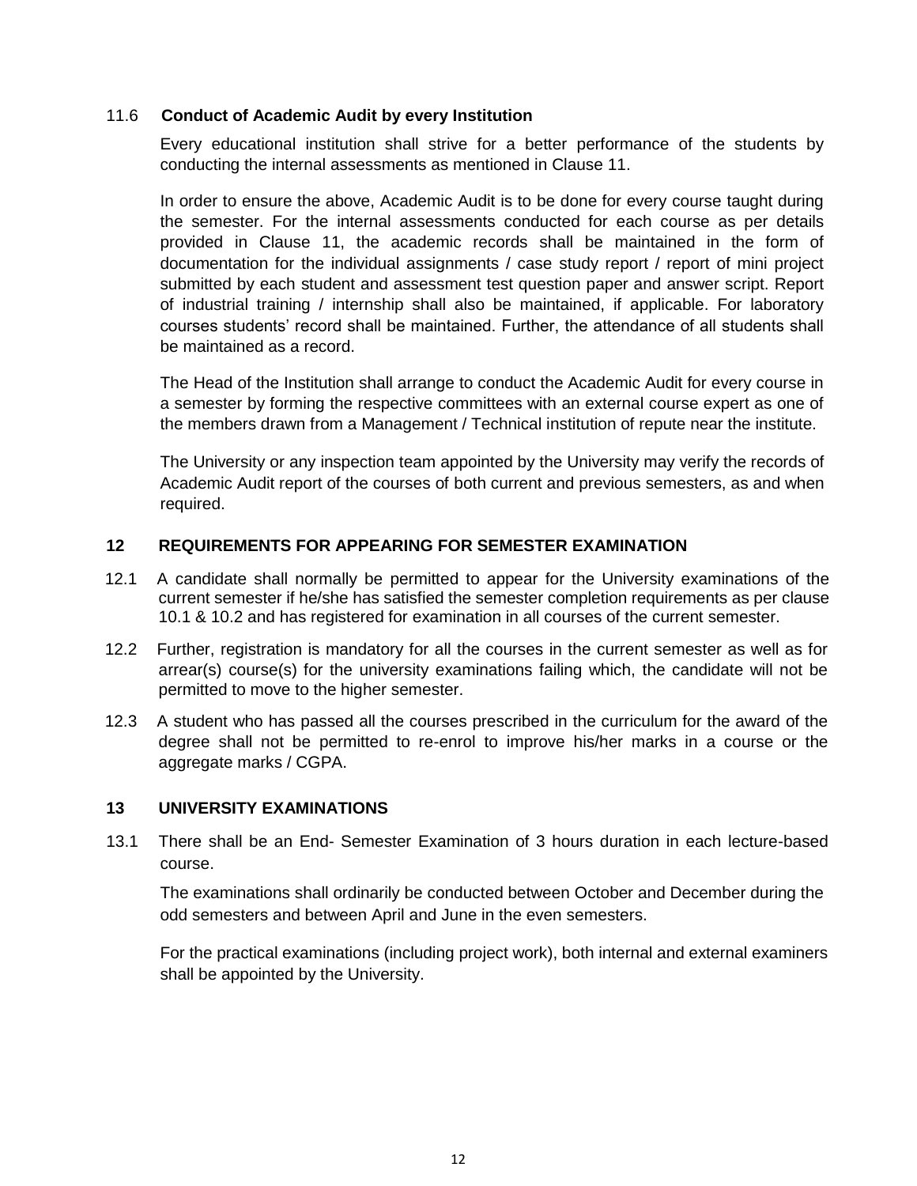### 11.6 Conduct of Academic Audit by every Institution

Every educational institution shall strive for a better performance of the students by conducting the internal assessments as mentioned in Clause 11.

In order to ensure the above, Academic Audit is to be done for every course taught during the semester. For the internal assessments conducted for each course as per details provided in Clause 11, the academic records shall be maintained in the form of documentation for the individual assignments / case study report / report of mini project submitted by each student and assessment test question paper and answer script. Report of industrial training / internship shall also be maintained, if applicable. For laboratory courses students' record shall be maintained. Further, the attendance of all students shall be maintained as a record.

The Head of the Institution shall arrange to conduct the Academic Audit for every course in a semester by forming the respective committees with an external course expert as one of the members drawn from a Management / Technical institution of repute near the institute.

The University or any inspection team appointed by the University may verify the records of Academic Audit report of the courses of both current and previous semesters, as and when required.

## 12 REQUIREMENTS FOR APPEARING FOR SEMESTER EXAMINATION

12.1 A candidate shall normally be permitted to appear for the University examinations of the current semester if he/she has satisfied the semester completion requirements as per clause 10.1 & 10.2 and has registered for examination in all courses of the current semester.

12.2 Further, registration is mandatory for all the courses in the current semester as well as for arrear(s) course(s) for the university examinations failing which, the candidate will not be permitted to move to the higher semester.

12.3 A student who has passed all the courses prescribed in the curriculum for the award of the degree shall not be permitted to re-enrol to improve his/her marks in a course or the aggregate marks / CGPA.

## 13 UNIVERSITY EXAMINATIONS

13.1 There shall be an End- Semester Examination of 3 hours duration in each lecture-based course.

The examinations shall ordinarily be conducted between October and December during the odd semesters and between April and June in the even semesters.

For the practical examinations (including project work), both internal and external examiners shall be appointed by the University.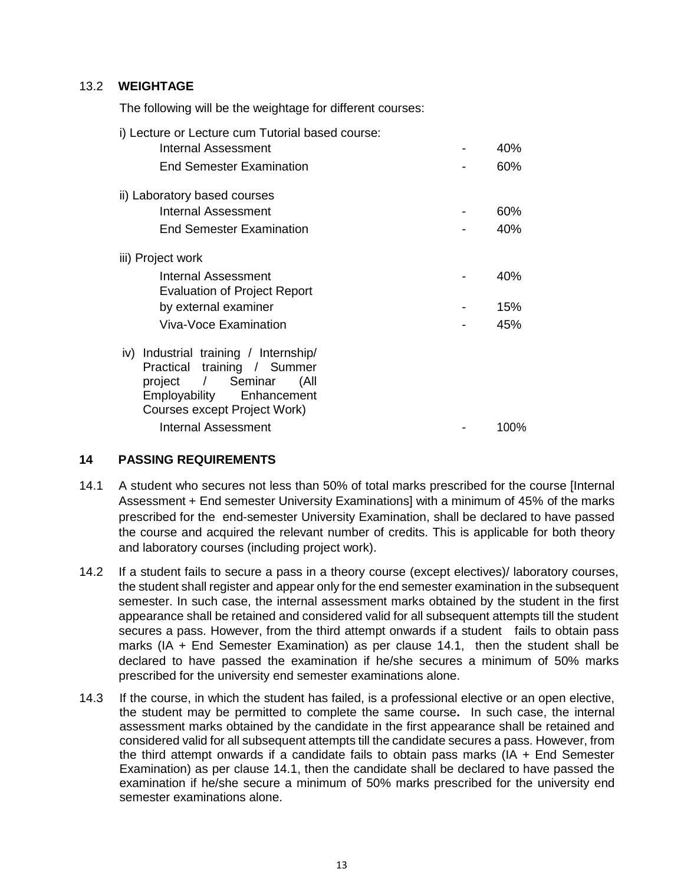### 13.2 WEIGHTAGE

The following will be the weightage for different courses:

i) Lecture or Lecture cum Tutorial based course:

| | | |
|---|---|---|
| Internal Assessment | - | 40% |
| End Semester Examination | - | 60% |

ii) Laboratory based courses

| | | |
|---|---|---|
| Internal Assessment | - | 60% |
| End Semester Examination | - | 40% |

iii) Project work

| | | |
|---|---|---|
| Internal Assessment | - | 40% |
| Evaluation of Project Report by external examiner | - | 15% |
| Viva-Voce Examination | - | 45% |

iv) Industrial training / Internship/ Practical training / Summer project / Seminar (All Employability Enhancement Courses except Project Work)

| | | |
|---|---|---|
| Internal Assessment | - | 100% |

## 14 PASSING REQUIREMENTS

14.1 A student who secures not less than 50% of total marks prescribed for the course [Internal Assessment + End semester University Examinations] with a minimum of 45% of the marks prescribed for the end-semester University Examination, shall be declared to have passed the course and acquired the relevant number of credits. This is applicable for both theory and laboratory courses (including project work).

14.2 If a student fails to secure a pass in a theory course (except electives)/ laboratory courses, the student shall register and appear only for the end semester examination in the subsequent semester. In such case, the internal assessment marks obtained by the student in the first appearance shall be retained and considered valid for all subsequent attempts till the student secures a pass. However, from the third attempt onwards if a student fails to obtain pass marks (IA + End Semester Examination) as per clause 14.1, then the student shall be declared to have passed the examination if he/she secures a minimum of 50% marks prescribed for the university end semester examinations alone.

14.3 If the course, in which the student has failed, is a professional elective or an open elective, the student may be permitted to complete the same course**.** In such case, the internal assessment marks obtained by the candidate in the first appearance shall be retained and considered valid for all subsequent attempts till the candidate secures a pass. However, from the third attempt onwards if a candidate fails to obtain pass marks (IA + End Semester Examination) as per clause 14.1, then the candidate shall be declared to have passed the examination if he/she secure a minimum of 50% marks prescribed for the university end semester examinations alone.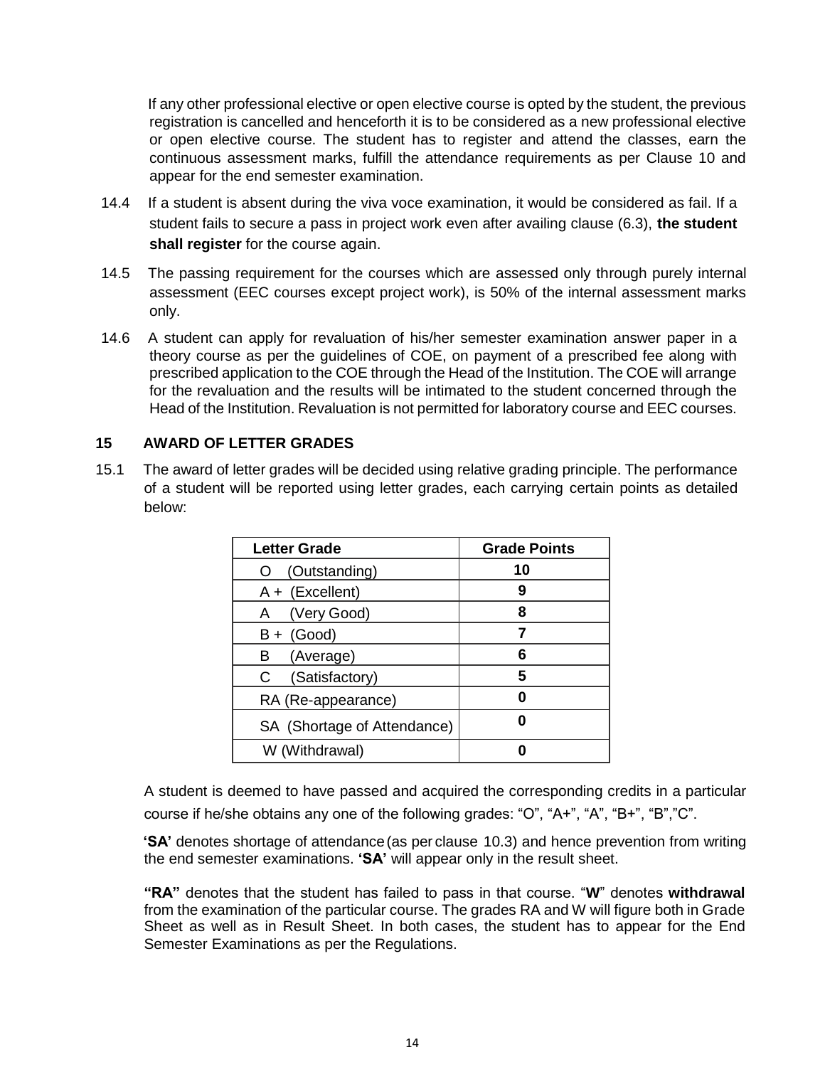If any other professional elective or open elective course is opted by the student, the previous registration is cancelled and henceforth it is to be considered as a new professional elective or open elective course. The student has to register and attend the classes, earn the continuous assessment marks, fulfill the attendance requirements as per Clause 10 and appear for the end semester examination.

14.4 If a student is absent during the viva voce examination, it would be considered as fail. If a student fails to secure a pass in project work even after availing clause (6.3), **the student shall register** for the course again.

14.5 The passing requirement for the courses which are assessed only through purely internal assessment (EEC courses except project work), is 50% of the internal assessment marks only.

14.6 A student can apply for revaluation of his/her semester examination answer paper in a theory course as per the guidelines of COE, on payment of a prescribed fee along with prescribed application to the COE through the Head of the Institution. The COE will arrange for the revaluation and the results will be intimated to the student concerned through the Head of the Institution. Revaluation is not permitted for laboratory course and EEC courses.

## 15 AWARD OF LETTER GRADES

15.1 The award of letter grades will be decided using relative grading principle. The performance of a student will be reported using letter grades, each carrying certain points as detailed below:

| Letter Grade | Grade Points |
|---|---|
| O (Outstanding) | **10** |
| A + (Excellent) | **9** |
| A (Very Good) | **8** |
| B + (Good) | **7** |
| B (Average) | **6** |
| C (Satisfactory) | **5** |
| RA (Re-appearance) | **0** |
| SA (Shortage of Attendance) | **0** |
| W (Withdrawal) | **0** |

A student is deemed to have passed and acquired the corresponding credits in a particular course if he/she obtains any one of the following grades: "O", "A+", "A", "B+", "B","C".

**'SA'** denotes shortage of attendance (as per clause 10.3) and hence prevention from writing the end semester examinations. **'SA'** will appear only in the result sheet.

**"RA"** denotes that the student has failed to pass in that course. "**W**" denotes **withdrawal** from the examination of the particular course. The grades RA and W will figure both in Grade Sheet as well as in Result Sheet. In both cases, the student has to appear for the End Semester Examinations as per the Regulations.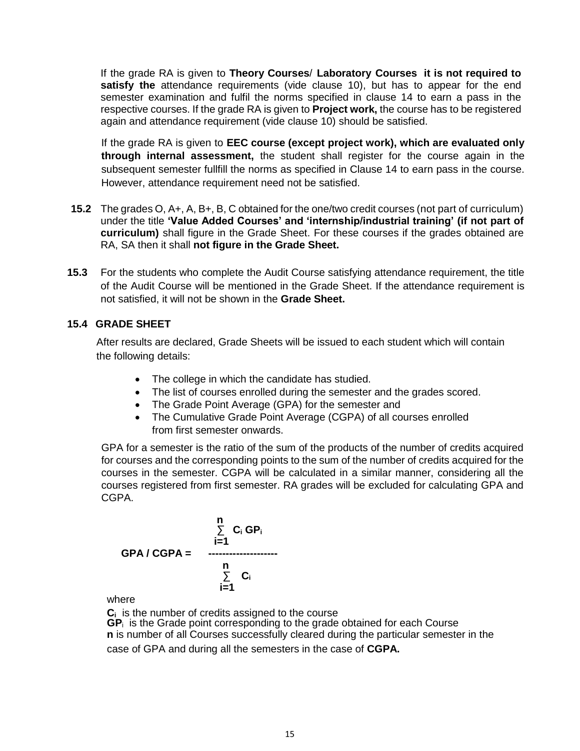If the grade RA is given to **Theory Courses**/ **Laboratory Courses it is not required to satisfy the** attendance requirements (vide clause 10), but has to appear for the end semester examination and fulfil the norms specified in clause 14 to earn a pass in the respective courses. If the grade RA is given to **Project work,** the course has to be registered again and attendance requirement (vide clause 10) should be satisfied.

If the grade RA is given to **EEC course (except project work), which are evaluated only through internal assessment,** the student shall register for the course again in the subsequent semester fullfill the norms as specified in Clause 14 to earn pass in the course. However, attendance requirement need not be satisfied.

**15.2** The grades O, A+, A, B+, B, C obtained for the one/two credit courses (not part of curriculum) under the title **'Value Added Courses' and 'internship/industrial training' (if not part of curriculum)** shall figure in the Grade Sheet. For these courses if the grades obtained are RA, SA then it shall **not figure in the Grade Sheet.**

**15.3** For the students who complete the Audit Course satisfying attendance requirement, the title of the Audit Course will be mentioned in the Grade Sheet. If the attendance requirement is not satisfied, it will not be shown in the **Grade Sheet.**

### 15.4 GRADE SHEET

After results are declared, Grade Sheets will be issued to each student which will contain the following details:

- The college in which the candidate has studied.
- The list of courses enrolled during the semester and the grades scored.
- The Grade Point Average (GPA) for the semester and
- The Cumulative Grade Point Average (CGPA) of all courses enrolled from first semester onwards.

GPA for a semester is the ratio of the sum of the products of the number of credits acquired for courses and the corresponding points to the sum of the number of credits acquired for the courses in the semester. CGPA will be calculated in a similar manner, considering all the courses registered from first semester. RA grades will be excluded for calculating GPA and CGPA.

$$\text{GPA / CGPA} = \frac{\sum_{i=1}^{n} C_i \, GP_i}{\sum_{i=1}^{n} C_i}$$

where

$C_i$ is the number of credits assigned to the course

$GP_i$ is the Grade point corresponding to the grade obtained for each Course

**n** is number of all Courses successfully cleared during the particular semester in the case of GPA and during all the semesters in the case of **CGPA.**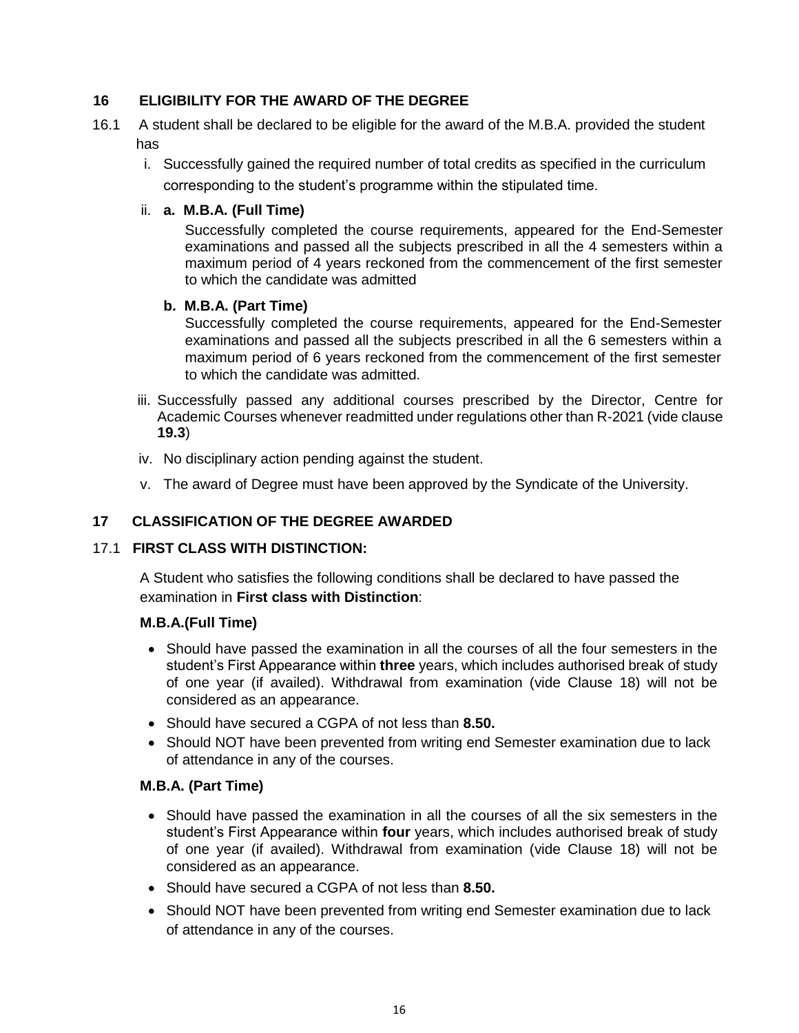## 16 ELIGIBILITY FOR THE AWARD OF THE DEGREE

16.1 A student shall be declared to be eligible for the award of the M.B.A. provided the student has

i. Successfully gained the required number of total credits as specified in the curriculum corresponding to the student's programme within the stipulated time.

ii. **a. M.B.A. (Full Time)**

Successfully completed the course requirements, appeared for the End-Semester examinations and passed all the subjects prescribed in all the 4 semesters within a maximum period of 4 years reckoned from the commencement of the first semester to which the candidate was admitted

**b. M.B.A. (Part Time)**

Successfully completed the course requirements, appeared for the End-Semester examinations and passed all the subjects prescribed in all the 6 semesters within a maximum period of 6 years reckoned from the commencement of the first semester to which the candidate was admitted.

iii. Successfully passed any additional courses prescribed by the Director, Centre for Academic Courses whenever readmitted under regulations other than R-2021 (vide clause **19.3**)

iv. No disciplinary action pending against the student.

v. The award of Degree must have been approved by the Syndicate of the University.

## 17 CLASSIFICATION OF THE DEGREE AWARDED

### 17.1 FIRST CLASS WITH DISTINCTION:

A Student who satisfies the following conditions shall be declared to have passed the examination in **First class with Distinction**:

**M.B.A.(Full Time)**

- Should have passed the examination in all the courses of all the four semesters in the student's First Appearance within **three** years, which includes authorised break of study of one year (if availed). Withdrawal from examination (vide Clause 18) will not be considered as an appearance.
- Should have secured a CGPA of not less than **8.50.**
- Should NOT have been prevented from writing end Semester examination due to lack of attendance in any of the courses.

**M.B.A. (Part Time)**

- Should have passed the examination in all the courses of all the six semesters in the student's First Appearance within **four** years, which includes authorised break of study of one year (if availed). Withdrawal from examination (vide Clause 18) will not be considered as an appearance.
- Should have secured a CGPA of not less than **8.50.**
- Should NOT have been prevented from writing end Semester examination due to lack of attendance in any of the courses.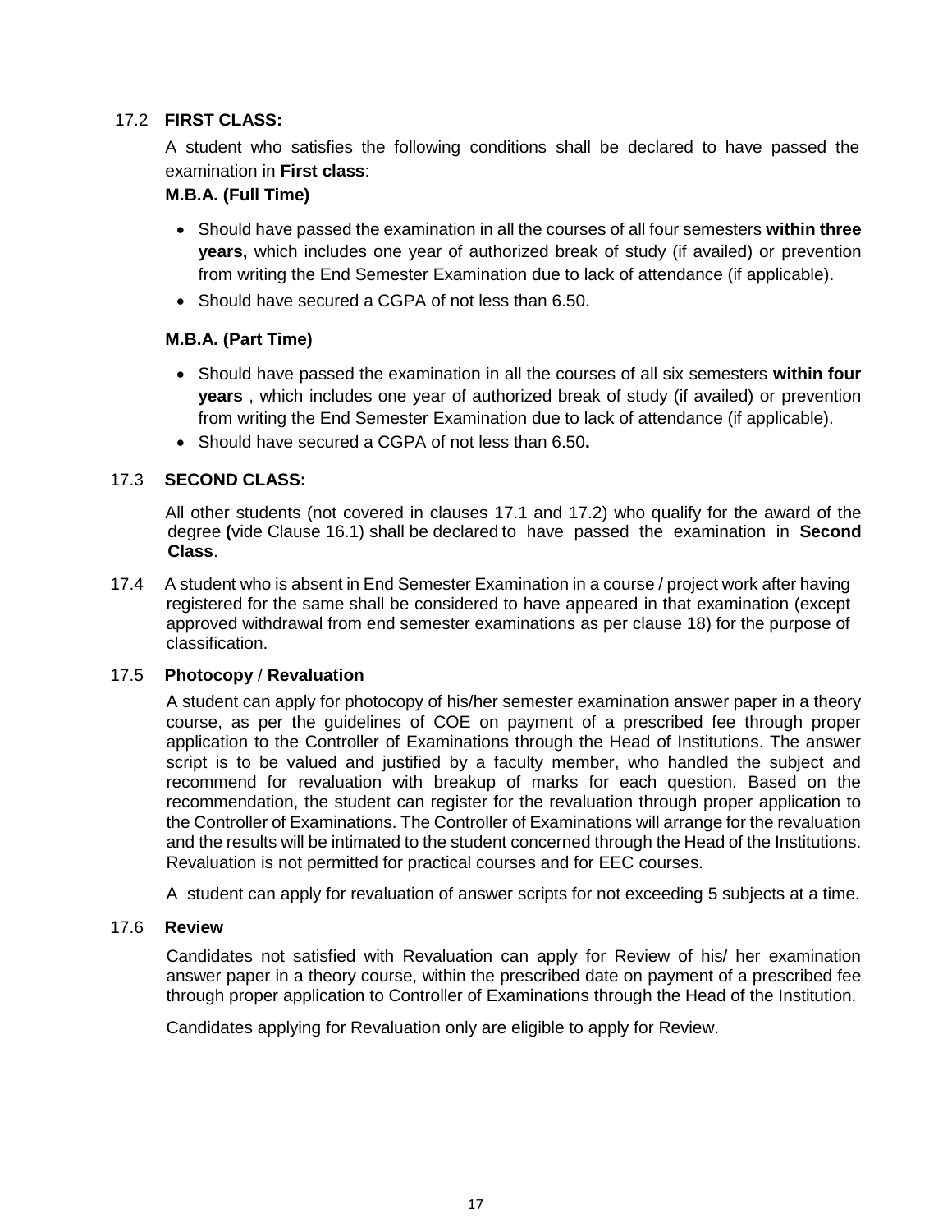### 17.2 **FIRST CLASS:**

A student who satisfies the following conditions shall be declared to have passed the examination in **First class**:

**M.B.A. (Full Time)**

- Should have passed the examination in all the courses of all four semesters **within three years,** which includes one year of authorized break of study (if availed) or prevention from writing the End Semester Examination due to lack of attendance (if applicable).
- Should have secured a CGPA of not less than 6.50.

**M.B.A. (Part Time)**

- Should have passed the examination in all the courses of all six semesters **within four years** , which includes one year of authorized break of study (if availed) or prevention from writing the End Semester Examination due to lack of attendance (if applicable).
- Should have secured a CGPA of not less than 6.50**.**

### 17.3 **SECOND CLASS:**

All other students (not covered in clauses 17.1 and 17.2) who qualify for the award of the degree **(**vide Clause 16.1) shall be declared to have passed the examination in **Second Class**.

17.4 A student who is absent in End Semester Examination in a course / project work after having registered for the same shall be considered to have appeared in that examination (except approved withdrawal from end semester examinations as per clause 18) for the purpose of classification.

### 17.5 **Photocopy** / **Revaluation**

A student can apply for photocopy of his/her semester examination answer paper in a theory course, as per the guidelines of COE on payment of a prescribed fee through proper application to the Controller of Examinations through the Head of Institutions. The answer script is to be valued and justified by a faculty member, who handled the subject and recommend for revaluation with breakup of marks for each question. Based on the recommendation, the student can register for the revaluation through proper application to the Controller of Examinations. The Controller of Examinations will arrange for the revaluation and the results will be intimated to the student concerned through the Head of the Institutions. Revaluation is not permitted for practical courses and for EEC courses.

A student can apply for revaluation of answer scripts for not exceeding 5 subjects at a time.

### 17.6 **Review**

Candidates not satisfied with Revaluation can apply for Review of his/ her examination answer paper in a theory course, within the prescribed date on payment of a prescribed fee through proper application to Controller of Examinations through the Head of the Institution.

Candidates applying for Revaluation only are eligible to apply for Review.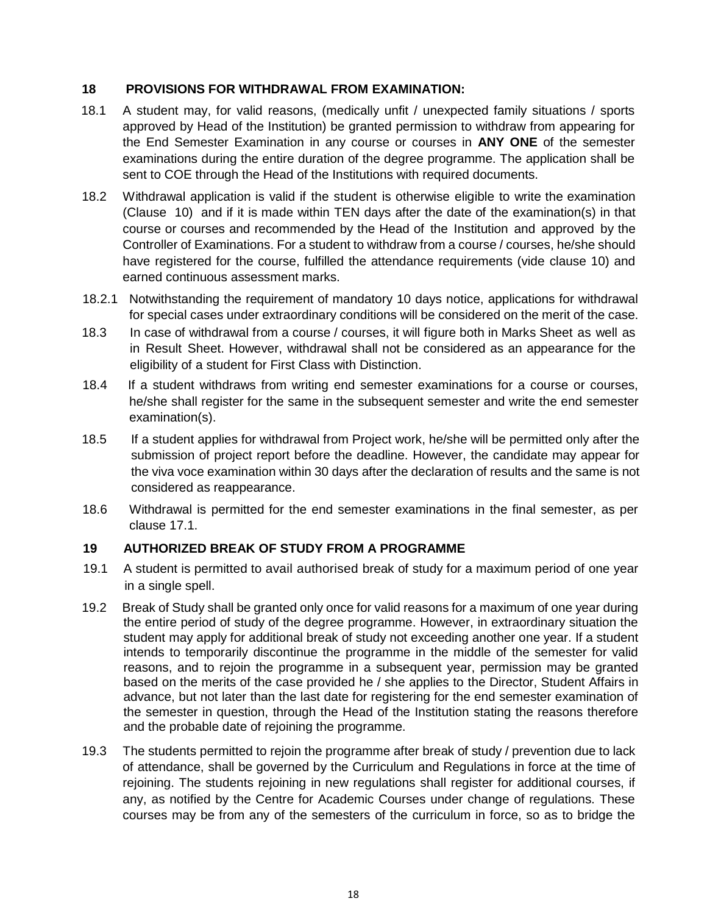## 18 PROVISIONS FOR WITHDRAWAL FROM EXAMINATION:

18.1 A student may, for valid reasons, (medically unfit / unexpected family situations / sports approved by Head of the Institution) be granted permission to withdraw from appearing for the End Semester Examination in any course or courses in **ANY ONE** of the semester examinations during the entire duration of the degree programme. The application shall be sent to COE through the Head of the Institutions with required documents.

18.2 Withdrawal application is valid if the student is otherwise eligible to write the examination (Clause 10) and if it is made within TEN days after the date of the examination(s) in that course or courses and recommended by the Head of the Institution and approved by the Controller of Examinations. For a student to withdraw from a course / courses, he/she should have registered for the course, fulfilled the attendance requirements (vide clause 10) and earned continuous assessment marks.

18.2.1 Notwithstanding the requirement of mandatory 10 days notice, applications for withdrawal for special cases under extraordinary conditions will be considered on the merit of the case.

18.3 In case of withdrawal from a course / courses, it will figure both in Marks Sheet as well as in Result Sheet. However, withdrawal shall not be considered as an appearance for the eligibility of a student for First Class with Distinction.

18.4 If a student withdraws from writing end semester examinations for a course or courses, he/she shall register for the same in the subsequent semester and write the end semester examination(s).

18.5 If a student applies for withdrawal from Project work, he/she will be permitted only after the submission of project report before the deadline. However, the candidate may appear for the viva voce examination within 30 days after the declaration of results and the same is not considered as reappearance.

18.6 Withdrawal is permitted for the end semester examinations in the final semester, as per clause 17.1.

## 19 AUTHORIZED BREAK OF STUDY FROM A PROGRAMME

19.1 A student is permitted to avail authorised break of study for a maximum period of one year in a single spell.

19.2 Break of Study shall be granted only once for valid reasons for a maximum of one year during the entire period of study of the degree programme. However, in extraordinary situation the student may apply for additional break of study not exceeding another one year. If a student intends to temporarily discontinue the programme in the middle of the semester for valid reasons, and to rejoin the programme in a subsequent year, permission may be granted based on the merits of the case provided he / she applies to the Director, Student Affairs in advance, but not later than the last date for registering for the end semester examination of the semester in question, through the Head of the Institution stating the reasons therefore and the probable date of rejoining the programme.

19.3 The students permitted to rejoin the programme after break of study / prevention due to lack of attendance, shall be governed by the Curriculum and Regulations in force at the time of rejoining. The students rejoining in new regulations shall register for additional courses, if any, as notified by the Centre for Academic Courses under change of regulations. These courses may be from any of the semesters of the curriculum in force, so as to bridge the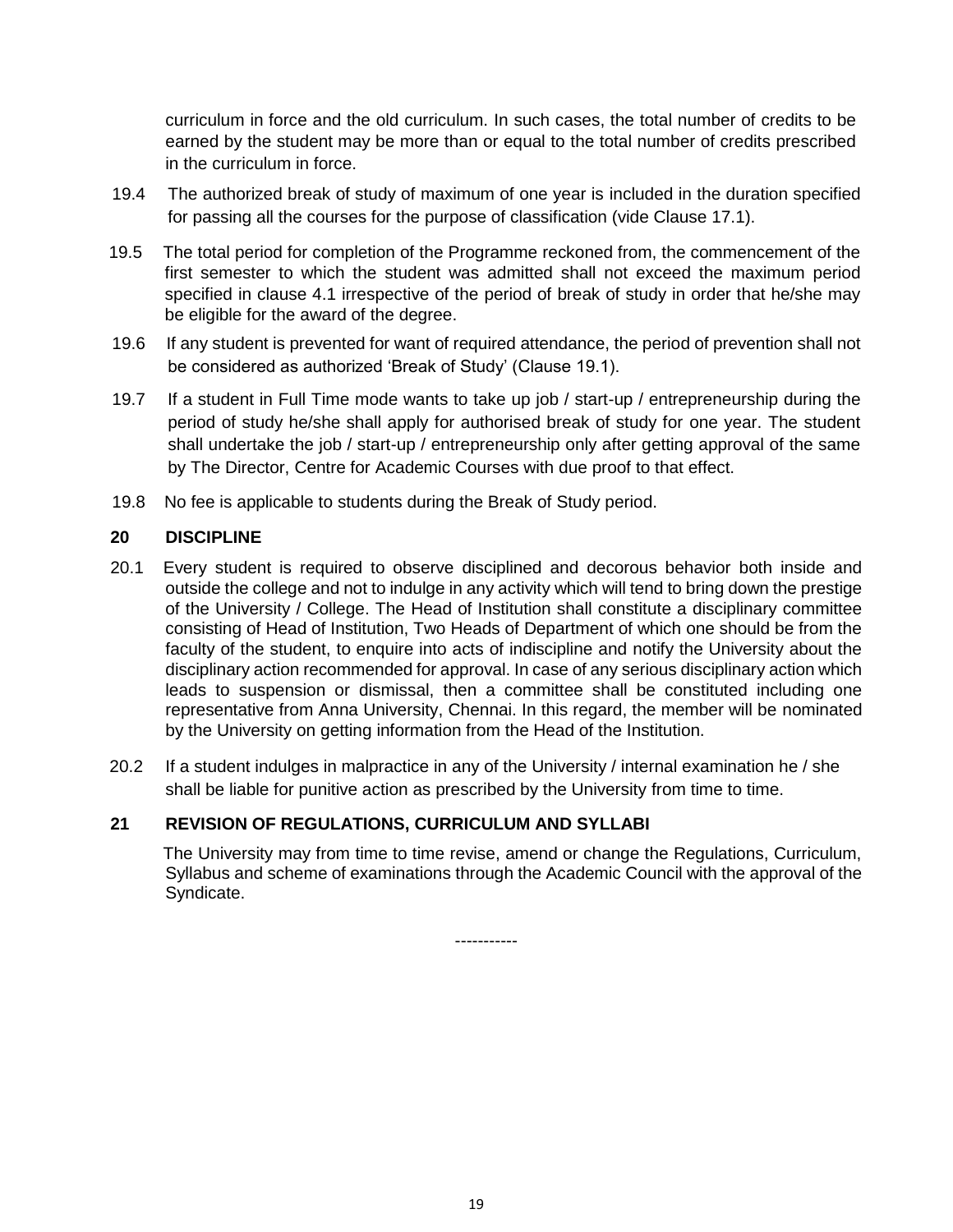curriculum in force and the old curriculum. In such cases, the total number of credits to be earned by the student may be more than or equal to the total number of credits prescribed in the curriculum in force.

19.4 The authorized break of study of maximum of one year is included in the duration specified for passing all the courses for the purpose of classification (vide Clause 17.1).

19.5 The total period for completion of the Programme reckoned from, the commencement of the first semester to which the student was admitted shall not exceed the maximum period specified in clause 4.1 irrespective of the period of break of study in order that he/she may be eligible for the award of the degree.

19.6 If any student is prevented for want of required attendance, the period of prevention shall not be considered as authorized 'Break of Study' (Clause 19.1).

19.7 If a student in Full Time mode wants to take up job / start-up / entrepreneurship during the period of study he/she shall apply for authorised break of study for one year. The student shall undertake the job / start-up / entrepreneurship only after getting approval of the same by The Director, Centre for Academic Courses with due proof to that effect.

19.8 No fee is applicable to students during the Break of Study period.

## 20 DISCIPLINE

20.1 Every student is required to observe disciplined and decorous behavior both inside and outside the college and not to indulge in any activity which will tend to bring down the prestige of the University / College. The Head of Institution shall constitute a disciplinary committee consisting of Head of Institution, Two Heads of Department of which one should be from the faculty of the student, to enquire into acts of indiscipline and notify the University about the disciplinary action recommended for approval. In case of any serious disciplinary action which leads to suspension or dismissal, then a committee shall be constituted including one representative from Anna University, Chennai. In this regard, the member will be nominated by the University on getting information from the Head of the Institution.

20.2 If a student indulges in malpractice in any of the University / internal examination he / she shall be liable for punitive action as prescribed by the University from time to time.

## 21 REVISION OF REGULATIONS, CURRICULUM AND SYLLABI

The University may from time to time revise, amend or change the Regulations, Curriculum, Syllabus and scheme of examinations through the Academic Council with the approval of the Syndicate.

-----------